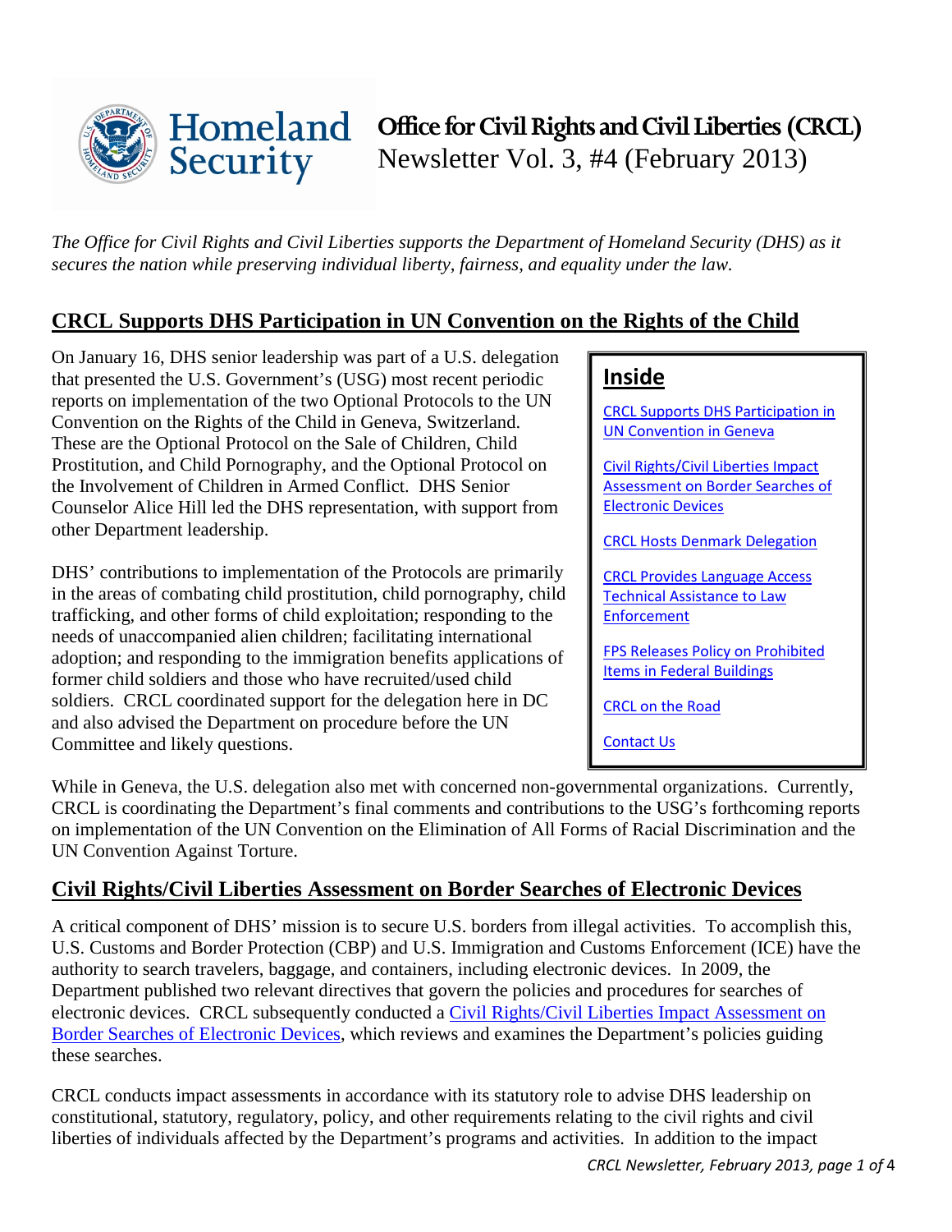# Office for Civil Rights and Civil Liberties (CRCL)

Newsletter Vol. 3, #4 (February 2013)

*The Office for Civil Rights and Civil Liberties supports the Department of Homeland Security (DHS) as it secures the nation while preserving individual liberty, fairness, and equality under the law.*

## CRCL Supports DHS Participation in UN Convention on the Rights of the Child

On January 16, DHS senior leadership was part of a U.S. delegation that presented the U.S. Government's (USG) most recent periodic reports on implementation of the two Optional Protocols to the UN Convention on the Rights of the Child in Geneva, Switzerland. These are the Optional Protocol on the Sale of Children, Child Prostitution, and Child Pornography, and the Optional Protocol on the Involvement of Children in Armed Conflict. DHS Senior Counselor Alice Hill led the DHS representation, with support from other Department leadership.

DHS' contributions to implementation of the Protocols are primarily in the areas of combating child prostitution, child pornography, child trafficking, and other forms of child exploitation; responding to the needs of unaccompanied alien children; facilitating international adoption; and responding to the immigration benefits applications of former child soldiers and those who have recruited/used child soldiers. CRCL coordinated support for the delegation here in DC and also advised the Department on procedure before the UN Committee and likely questions.

> **Inside**
>
> CRCL Supports DHS Participation in UN Convention in Geneva
>
> Civil Rights/Civil Liberties Impact Assessment on Border Searches of Electronic Devices
>
> CRCL Hosts Denmark Delegation
>
> CRCL Provides Language Access Technical Assistance to Law Enforcement
>
> FPS Releases Policy on Prohibited Items in Federal Buildings
>
> CRCL on the Road
>
> Contact Us

While in Geneva, the U.S. delegation also met with concerned non-governmental organizations. Currently, CRCL is coordinating the Department's final comments and contributions to the USG's forthcoming reports on implementation of the UN Convention on the Elimination of All Forms of Racial Discrimination and the UN Convention Against Torture.

## Civil Rights/Civil Liberties Assessment on Border Searches of Electronic Devices

A critical component of DHS' mission is to secure U.S. borders from illegal activities. To accomplish this, U.S. Customs and Border Protection (CBP) and U.S. Immigration and Customs Enforcement (ICE) have the authority to search travelers, baggage, and containers, including electronic devices. In 2009, the Department published two relevant directives that govern the policies and procedures for searches of electronic devices. CRCL subsequently conducted a Civil Rights/Civil Liberties Impact Assessment on Border Searches of Electronic Devices, which reviews and examines the Department's policies guiding these searches.

CRCL conducts impact assessments in accordance with its statutory role to advise DHS leadership on constitutional, statutory, regulatory, policy, and other requirements relating to the civil rights and civil liberties of individuals affected by the Department's programs and activities. In addition to the impact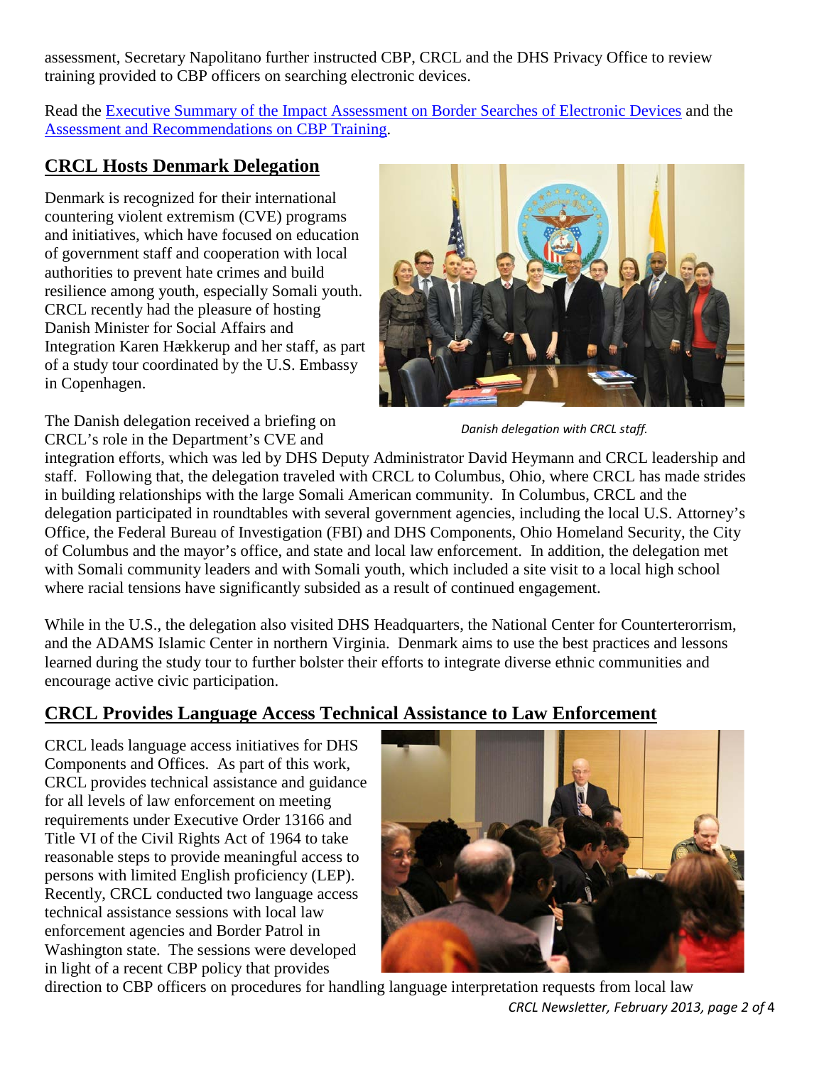assessment, Secretary Napolitano further instructed CBP, CRCL and the DHS Privacy Office to review training provided to CBP officers on searching electronic devices.

Read the Executive Summary of the Impact Assessment on Border Searches of Electronic Devices and the Assessment and Recommendations on CBP Training.

## CRCL Hosts Denmark Delegation

Denmark is recognized for their international countering violent extremism (CVE) programs and initiatives, which have focused on education of government staff and cooperation with local authorities to prevent hate crimes and build resilience among youth, especially Somali youth. CRCL recently had the pleasure of hosting Danish Minister for Social Affairs and Integration Karen Hækkerup and her staff, as part of a study tour coordinated by the U.S. Embassy in Copenhagen.

*Danish delegation with CRCL staff.*

The Danish delegation received a briefing on CRCL's role in the Department's CVE and integration efforts, which was led by DHS Deputy Administrator David Heymann and CRCL leadership and staff. Following that, the delegation traveled with CRCL to Columbus, Ohio, where CRCL has made strides in building relationships with the large Somali American community. In Columbus, CRCL and the delegation participated in roundtables with several government agencies, including the local U.S. Attorney's Office, the Federal Bureau of Investigation (FBI) and DHS Components, Ohio Homeland Security, the City of Columbus and the mayor's office, and state and local law enforcement. In addition, the delegation met with Somali community leaders and with Somali youth, which included a site visit to a local high school where racial tensions have significantly subsided as a result of continued engagement.

While in the U.S., the delegation also visited DHS Headquarters, the National Center for Counterterorrism, and the ADAMS Islamic Center in northern Virginia. Denmark aims to use the best practices and lessons learned during the study tour to further bolster their efforts to integrate diverse ethnic communities and encourage active civic participation.

## CRCL Provides Language Access Technical Assistance to Law Enforcement

CRCL leads language access initiatives for DHS Components and Offices. As part of this work, CRCL provides technical assistance and guidance for all levels of law enforcement on meeting requirements under Executive Order 13166 and Title VI of the Civil Rights Act of 1964 to take reasonable steps to provide meaningful access to persons with limited English proficiency (LEP). Recently, CRCL conducted two language access technical assistance sessions with local law enforcement agencies and Border Patrol in Washington state. The sessions were developed in light of a recent CBP policy that provides direction to CBP officers on procedures for handling language interpretation requests from local law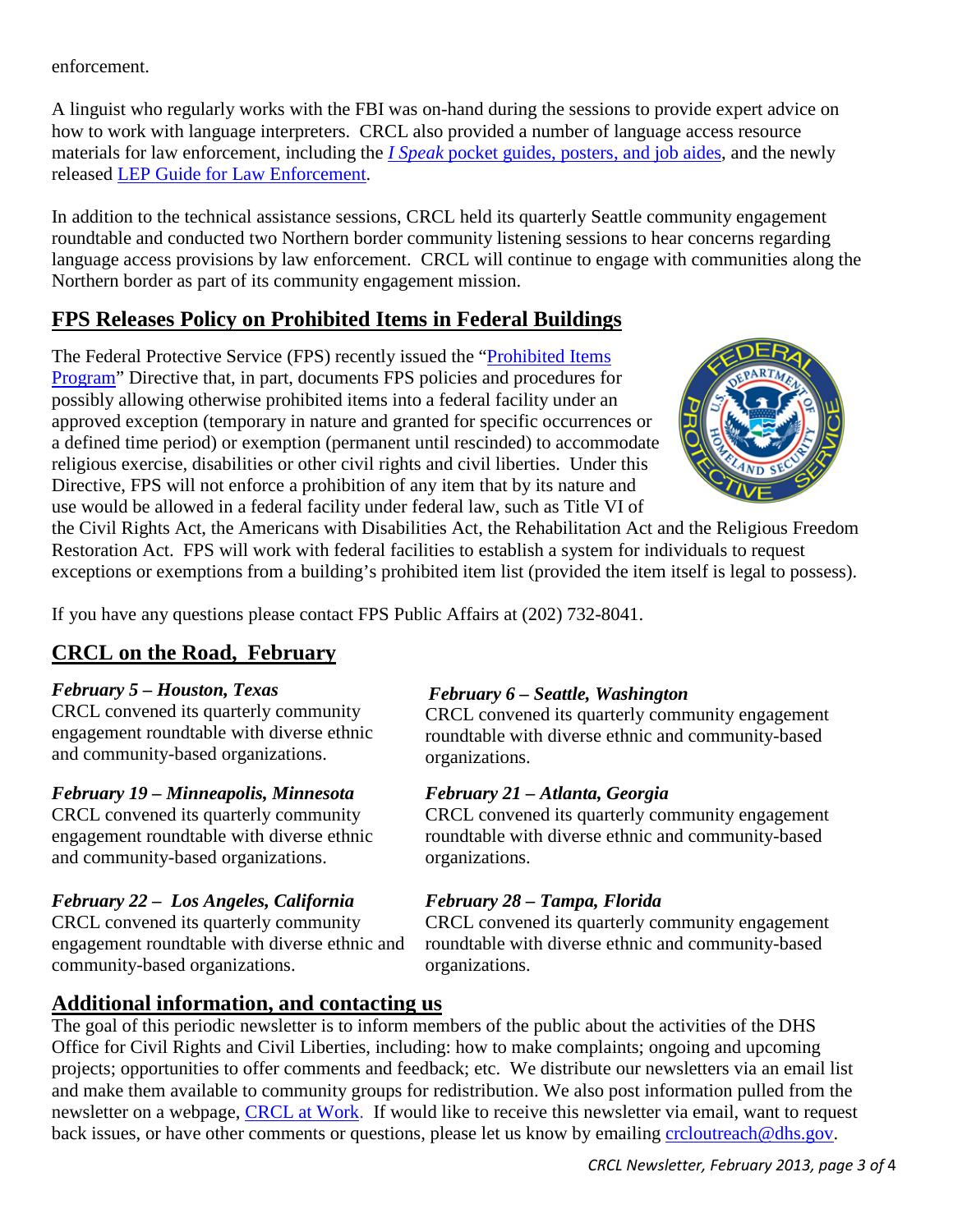enforcement.

A linguist who regularly works with the FBI was on-hand during the sessions to provide expert advice on how to work with language interpreters. CRCL also provided a number of language access resource materials for law enforcement, including the *I Speak* pocket guides, posters, and job aides, and the newly released LEP Guide for Law Enforcement.

In addition to the technical assistance sessions, CRCL held its quarterly Seattle community engagement roundtable and conducted two Northern border community listening sessions to hear concerns regarding language access provisions by law enforcement. CRCL will continue to engage with communities along the Northern border as part of its community engagement mission.

## FPS Releases Policy on Prohibited Items in Federal Buildings

The Federal Protective Service (FPS) recently issued the "Prohibited Items Program" Directive that, in part, documents FPS policies and procedures for possibly allowing otherwise prohibited items into a federal facility under an approved exception (temporary in nature and granted for specific occurrences or a defined time period) or exemption (permanent until rescinded) to accommodate religious exercise, disabilities or other civil rights and civil liberties. Under this Directive, FPS will not enforce a prohibition of any item that by its nature and use would be allowed in a federal facility under federal law, such as Title VI of the Civil Rights Act, the Americans with Disabilities Act, the Rehabilitation Act and the Religious Freedom Restoration Act. FPS will work with federal facilities to establish a system for individuals to request exceptions or exemptions from a building's prohibited item list (provided the item itself is legal to possess).

If you have any questions please contact FPS Public Affairs at (202) 732-8041.

## CRCL on the Road, February

***February 5 – Houston, Texas***
CRCL convened its quarterly community engagement roundtable with diverse ethnic and community-based organizations.

***February 6 – Seattle, Washington***
CRCL convened its quarterly community engagement roundtable with diverse ethnic and community-based organizations.

***February 19 – Minneapolis, Minnesota***
CRCL convened its quarterly community engagement roundtable with diverse ethnic and community-based organizations.

***February 21 – Atlanta, Georgia***
CRCL convened its quarterly community engagement roundtable with diverse ethnic and community-based organizations.

***February 22 – Los Angeles, California***
CRCL convened its quarterly community engagement roundtable with diverse ethnic and community-based organizations.

***February 28 – Tampa, Florida***
CRCL convened its quarterly community engagement roundtable with diverse ethnic and community-based organizations.

## Additional information, and contacting us

The goal of this periodic newsletter is to inform members of the public about the activities of the DHS Office for Civil Rights and Civil Liberties, including: how to make complaints; ongoing and upcoming projects; opportunities to offer comments and feedback; etc. We distribute our newsletters via an email list and make them available to community groups for redistribution. We also post information pulled from the newsletter on a webpage, CRCL at Work. If would like to receive this newsletter via email, want to request back issues, or have other comments or questions, please let us know by emailing crcloutreach@dhs.gov.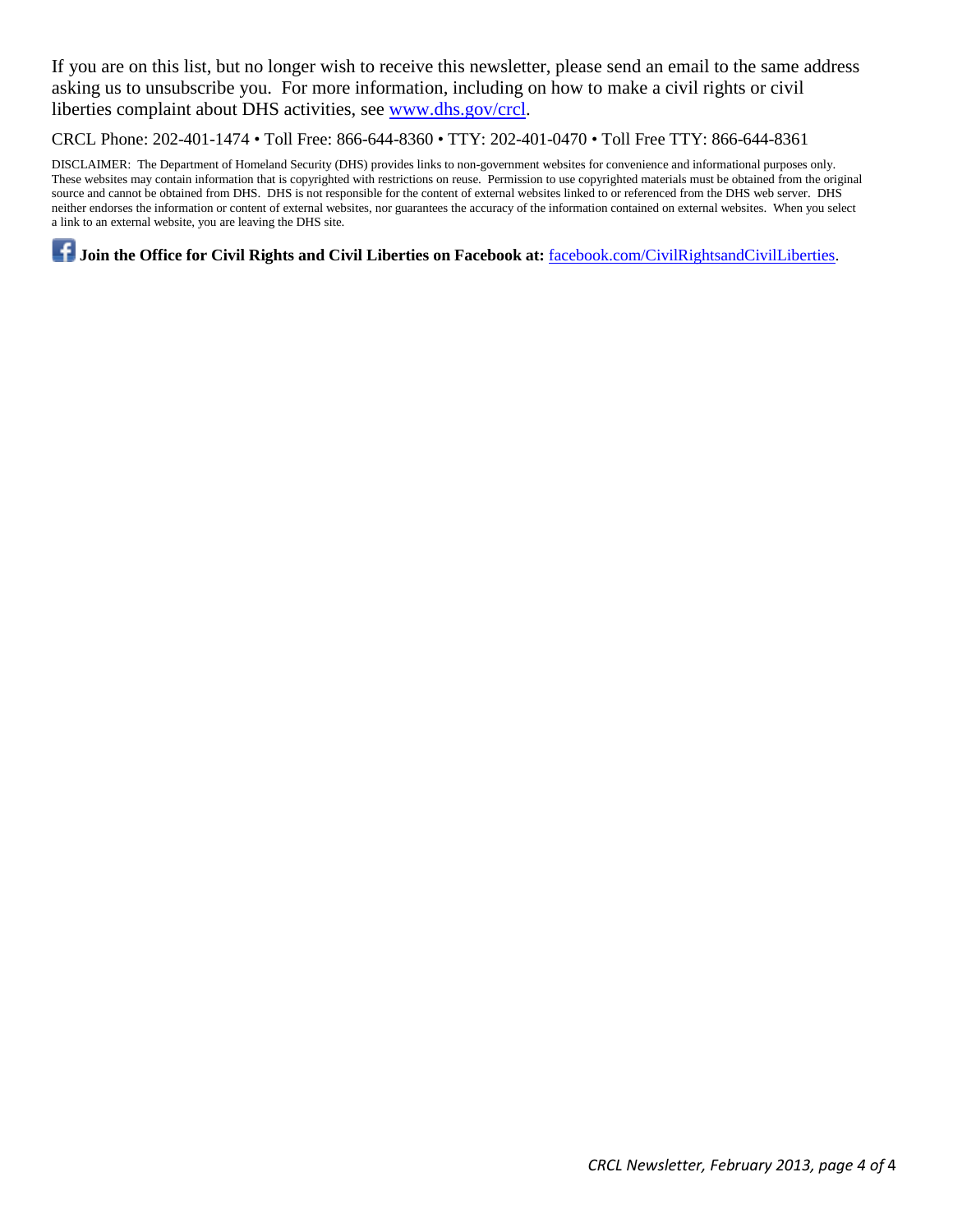If you are on this list, but no longer wish to receive this newsletter, please send an email to the same address asking us to unsubscribe you. For more information, including on how to make a civil rights or civil liberties complaint about DHS activities, see [www.dhs.gov/crcl](http://www.dhs.gov/crcl).

CRCL Phone: 202-401-1474 • Toll Free: 866-644-8360 • TTY: 202-401-0470 • Toll Free TTY: 866-644-8361

DISCLAIMER: The Department of Homeland Security (DHS) provides links to non-government websites for convenience and informational purposes only. These websites may contain information that is copyrighted with restrictions on reuse. Permission to use copyrighted materials must be obtained from the original source and cannot be obtained from DHS. DHS is not responsible for the content of external websites linked to or referenced from the DHS web server. DHS neither endorses the information or content of external websites, nor guarantees the accuracy of the information contained on external websites. When you select a link to an external website, you are leaving the DHS site.

**Join the Office for Civil Rights and Civil Liberties on Facebook at:** [facebook.com/CivilRightsandCivilLiberties](http://facebook.com/CivilRightsandCivilLiberties).